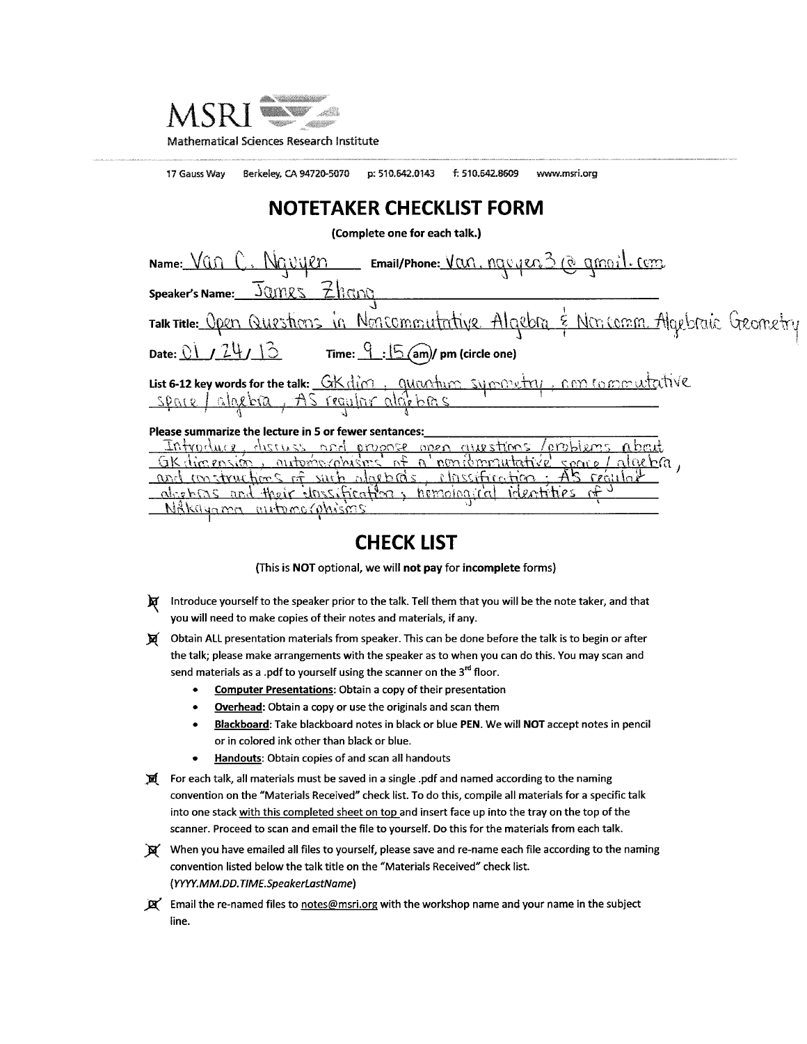MSRI

Mathematical Sciences Research Institute

17 Gauss Way Berkeley, CA 94720-5070 p: 510.642.0143 f: 510.642.8609 www.msri.org

# NOTETAKER CHECKLIST FORM

(Complete one for each talk.)

Name: Van C. Nguyen Email/Phone: van.nguyen3@gmail.com

Speaker's Name: James Zhang

Talk Title: Open Questions in Noncommutative Algebra & Noncomm. Algebraic Geometry

Date: 01 / 24 / 13 Time: 9 : 15 (am) / pm (circle one)

List 6-12 key words for the talk: GKdim, quantum symmetry, noncommutative space / algebra, AS regular algebras

Please summarize the lecture in 5 or fewer sentences: Introduce, discuss and propose open questions / problems about GK dimension, automorphisms of a 'noncommutative' space / algebra, and constructions of such algebras, classification; AS regular algebras and their classification; homological identities of Nakayama automorphisms

# CHECK LIST

(This is **NOT** optional, we will **not pay** for **incomplete** forms)

- ☒ Introduce yourself to the speaker prior to the talk. Tell them that you will be the note taker, and that you will need to make copies of their notes and materials, if any.
- ☒ Obtain ALL presentation materials from speaker. This can be done before the talk is to begin or after the talk; please make arrangements with the speaker as to when you can do this. You may scan and send materials as a .pdf to yourself using the scanner on the 3rd floor.
  - **Computer Presentations**: Obtain a copy of their presentation
  - **Overhead**: Obtain a copy or use the originals and scan them
  - **Blackboard**: Take blackboard notes in black or blue **PEN**. We will **NOT** accept notes in pencil or in colored ink other than black or blue.
  - **Handouts**: Obtain copies of and scan all handouts
- ☒ For each talk, all materials must be saved in a single .pdf and named according to the naming convention on the "Materials Received" check list. To do this, compile all materials for a specific talk into one stack with this completed sheet on top and insert face up into the tray on the top of the scanner. Proceed to scan and email the file to yourself. Do this for the materials from each talk.
- ☒ When you have emailed all files to yourself, please save and re-name each file according to the naming convention listed below the talk title on the "Materials Received" check list. (*YYYY.MM.DD.TIME.SpeakerLastName*)
- ☒ Email the re-named files to notes@msri.org with the workshop name and your name in the subject line.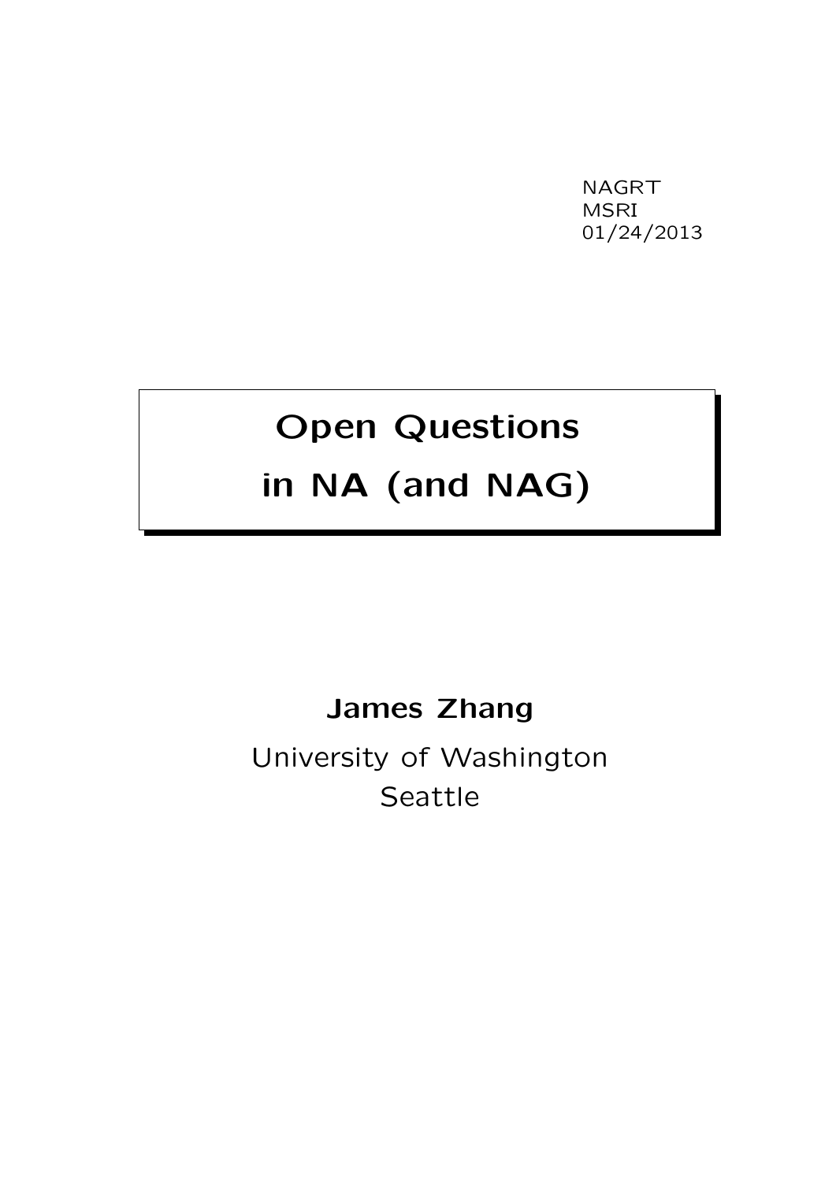NAGRT
MSRI
01/24/2013

# Open Questions in NA (and NAG)

**James Zhang**

University of Washington
Seattle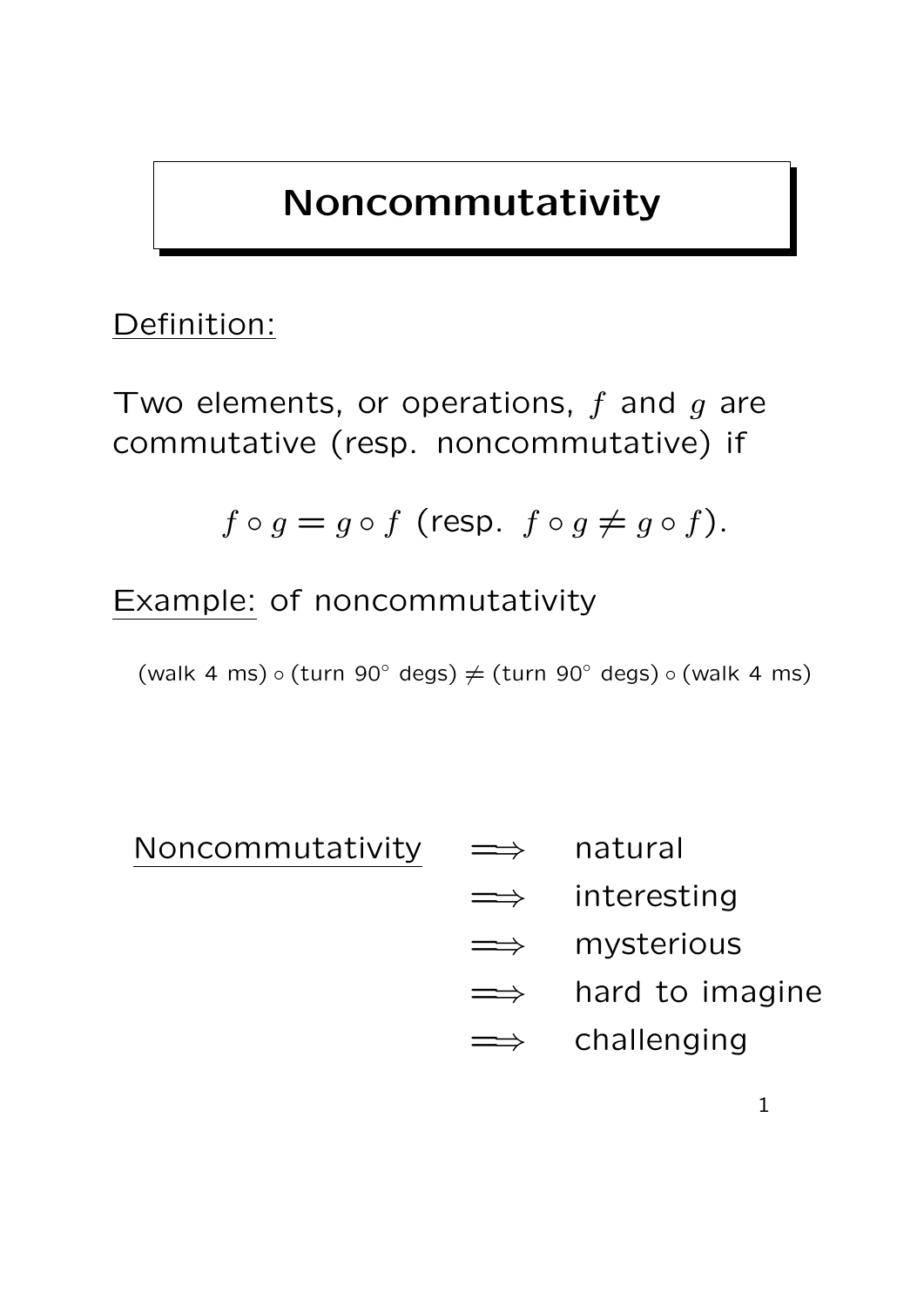# Noncommutativity

Definition:

Two elements, or operations, $f$ and $g$ are commutative (resp. noncommutative) if

$$f \circ g = g \circ f \text{ (resp. } f \circ g \neq g \circ f\text{)}.$$

Example: of noncommutativity

$$(\text{walk 4 ms}) \circ (\text{turn } 90^\circ \text{ degs}) \neq (\text{turn } 90^\circ \text{ degs}) \circ (\text{walk 4 ms})$$

Noncommutativity $\Longrightarrow$ natural
$\Longrightarrow$ interesting
$\Longrightarrow$ mysterious
$\Longrightarrow$ hard to imagine
$\Longrightarrow$ challenging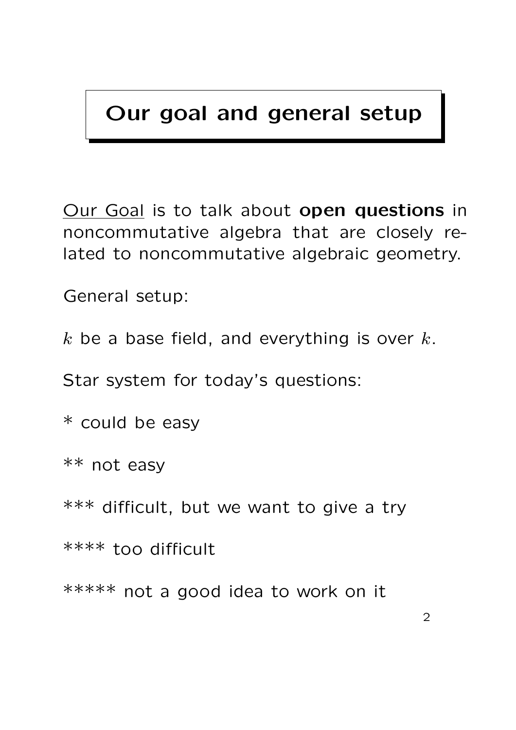# Our goal and general setup

<u>Our Goal</u> is to talk about **open questions** in noncommutative algebra that are closely related to noncommutative algebraic geometry.

General setup:

$k$ be a base field, and everything is over $k$.

Star system for today's questions:

* could be easy

** not easy

*** difficult, but we want to give a try

**** too difficult

***** not a good idea to work on it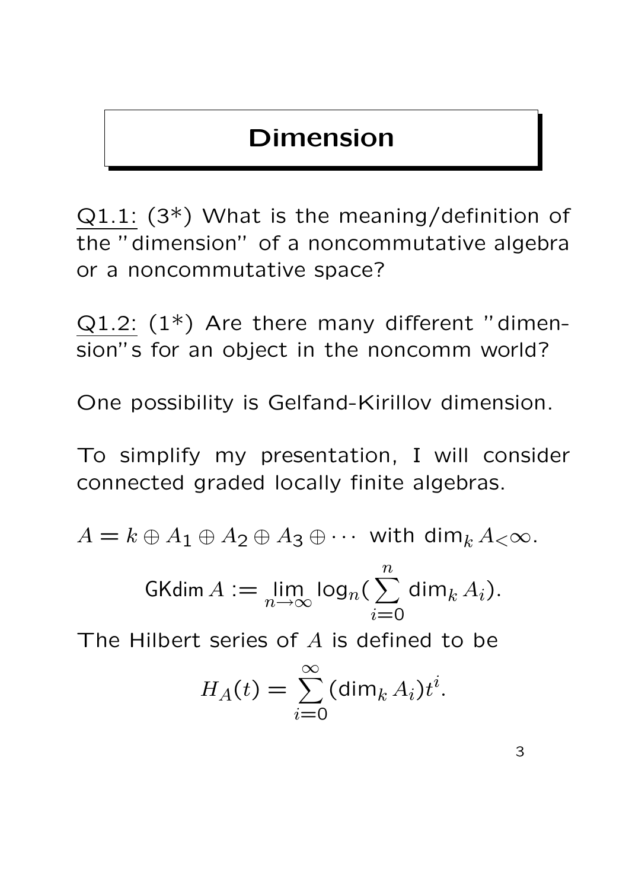# Dimension

<u>Q1.1:</u> (3*) What is the meaning/definition of the "dimension" of a noncommutative algebra or a noncommutative space?

<u>Q1.2:</u> (1*) Are there many different "dimension"s for an object in the noncomm world?

One possibility is Gelfand-Kirillov dimension.

To simplify my presentation, I will consider connected graded locally finite algebras.

$A = k \oplus A_1 \oplus A_2 \oplus A_3 \oplus \cdots$ with $\dim_k A_{<}\infty$.

$$\mathsf{GKdim}\, A := \lim_{n\to\infty} \log_n\left(\sum_{i=0}^{n} \dim_k A_i\right).$$

The Hilbert series of $A$ is defined to be

$$H_A(t) = \sum_{i=0}^{\infty} (\dim_k A_i) t^i.$$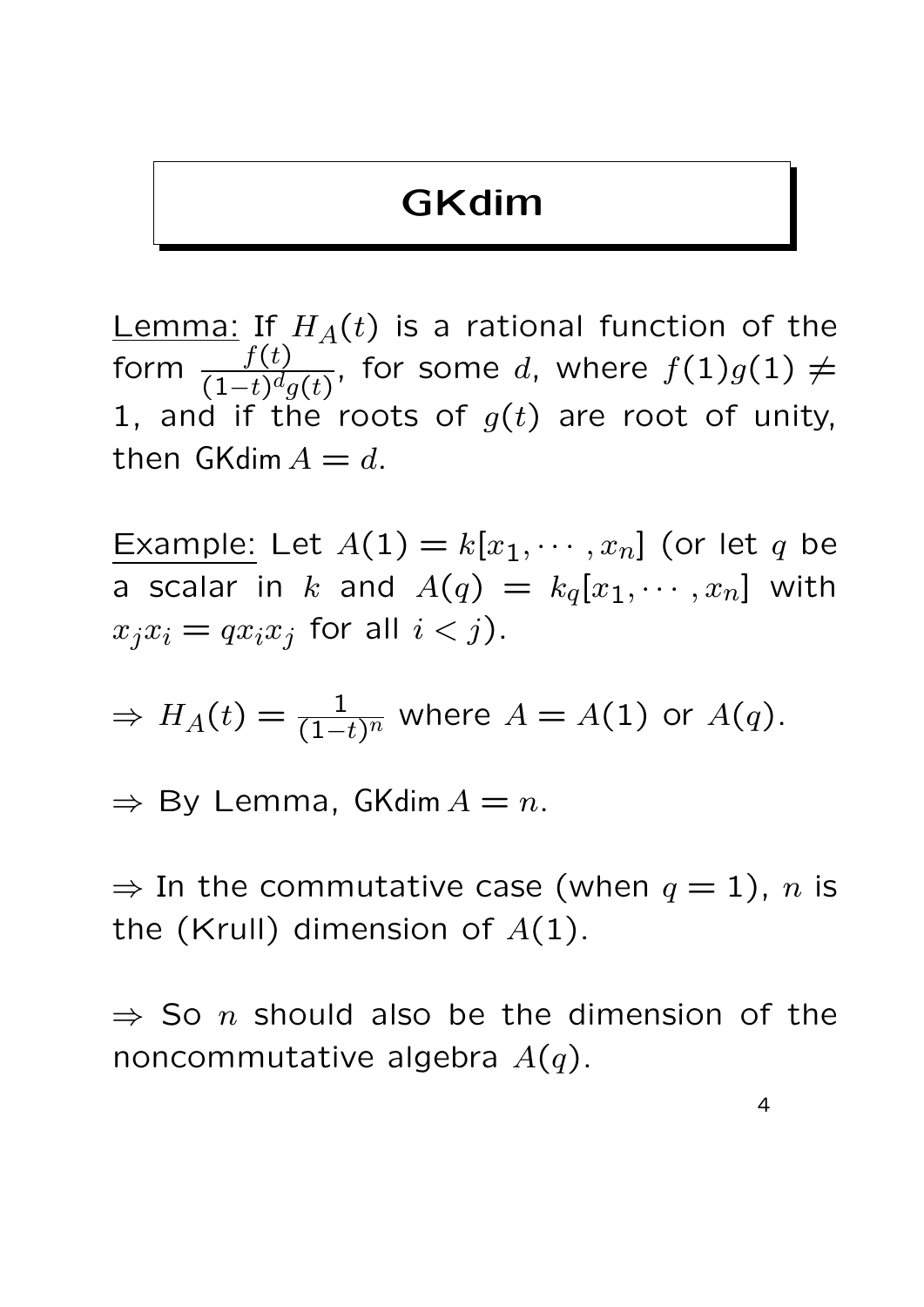# GKdim

Lemma: If $H_A(t)$ is a rational function of the form $\frac{f(t)}{(1-t)^d g(t)}$, for some $d$, where $f(1)g(1) \neq 1$, and if the roots of $g(t)$ are root of unity, then $\operatorname{GKdim} A = d$.

Example: Let $A(1) = k[x_1, \cdots, x_n]$ (or let $q$ be a scalar in $k$ and $A(q) = k_q[x_1, \cdots, x_n]$ with $x_j x_i = q x_i x_j$ for all $i < j$).

$\Rightarrow$ $H_A(t) = \frac{1}{(1-t)^n}$ where $A = A(1)$ or $A(q)$.

$\Rightarrow$ By Lemma, $\operatorname{GKdim} A = n$.

$\Rightarrow$ In the commutative case (when $q = 1$), $n$ is the (Krull) dimension of $A(1)$.

$\Rightarrow$ So $n$ should also be the dimension of the noncommutative algebra $A(q)$.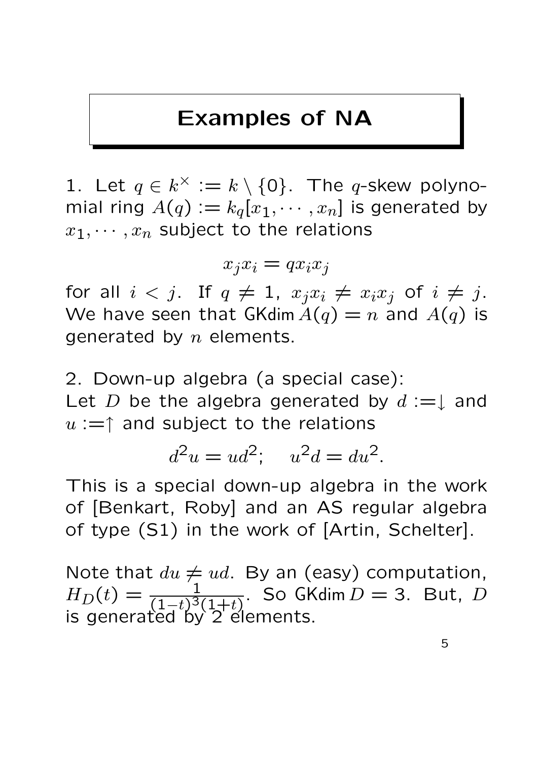# Examples of NA

1. Let $q \in k^{\times} := k \setminus \{0\}$. The $q$-skew polynomial ring $A(q) := k_q[x_1, \cdots, x_n]$ is generated by $x_1, \cdots, x_n$ subject to the relations

$$x_j x_i = q x_i x_j$$

for all $i < j$. If $q \neq 1$, $x_j x_i \neq x_i x_j$ of $i \neq j$. We have seen that $\operatorname{GKdim} A(q) = n$ and $A(q)$ is generated by $n$ elements.

2. Down-up algebra (a special case):
Let $D$ be the algebra generated by $d := \downarrow$ and $u := \uparrow$ and subject to the relations

$$d^2 u = u d^2; \quad u^2 d = d u^2.$$

This is a special down-up algebra in the work of [Benkart, Roby] and an AS regular algebra of type (S1) in the work of [Artin, Schelter].

Note that $du \neq ud$. By an (easy) computation, $H_D(t) = \frac{1}{(1-t)^3(1+t)}$. So $\operatorname{GKdim} D = 3$. But, $D$ is generated by 2 elements.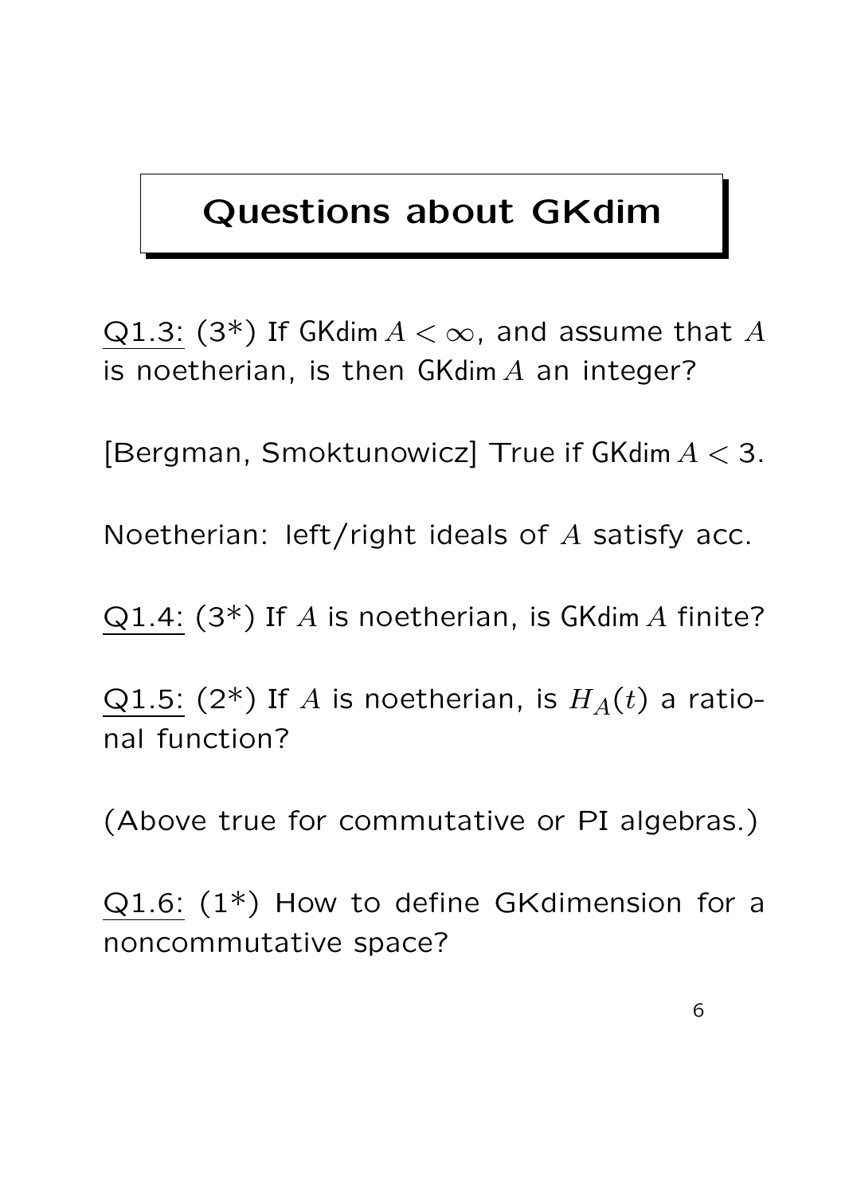# Questions about GKdim

Q1.3: (3*) If $\mathsf{GKdim}\, A < \infty$, and assume that $A$ is noetherian, is then $\mathsf{GKdim}\, A$ an integer?

[Bergman, Smoktunowicz] True if $\mathsf{GKdim}\, A < 3$.

Noetherian: left/right ideals of $A$ satisfy acc.

Q1.4: (3*) If $A$ is noetherian, is $\mathsf{GKdim}\, A$ finite?

Q1.5: (2*) If $A$ is noetherian, is $H_A(t)$ a rational function?

(Above true for commutative or PI algebras.)

Q1.6: (1*) How to define GKdimension for a noncommutative space?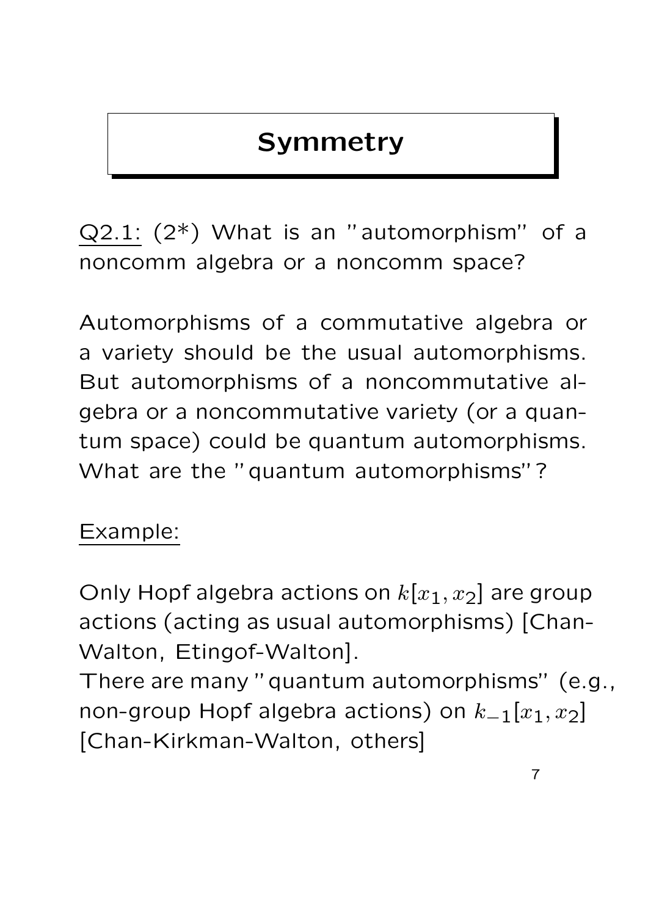# Symmetry

Q2.1: (2*) What is an "automorphism" of a noncomm algebra or a noncomm space?

Automorphisms of a commutative algebra or a variety should be the usual automorphisms. But automorphisms of a noncommutative algebra or a noncommutative variety (or a quantum space) could be quantum automorphisms. What are the "quantum automorphisms"?

Example:

Only Hopf algebra actions on $k[x_1, x_2]$ are group actions (acting as usual automorphisms) [Chan-Walton, Etingof-Walton].
There are many "quantum automorphisms" (e.g., non-group Hopf algebra actions) on $k_{-1}[x_1, x_2]$ [Chan-Kirkman-Walton, others]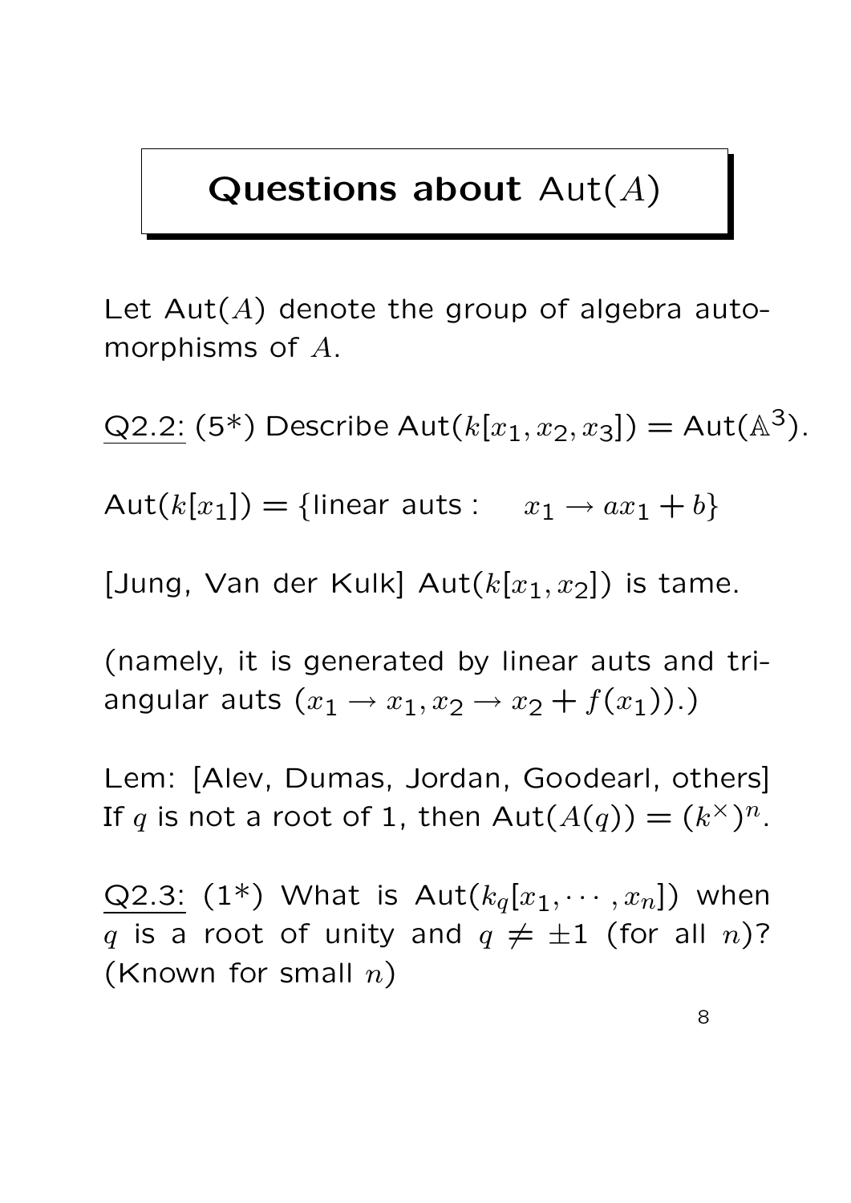# Questions about $\mathrm{Aut}(A)$

Let $\mathrm{Aut}(A)$ denote the group of algebra automorphisms of $A$.

Q2.2: (5*) Describe $\mathrm{Aut}(k[x_1, x_2, x_3]) = \mathrm{Aut}(\mathbb{A}^3)$.

$\mathrm{Aut}(k[x_1]) = \{\text{linear auts :} \quad x_1 \to ax_1 + b\}$

[Jung, Van der Kulk] $\mathrm{Aut}(k[x_1, x_2])$ is tame.

(namely, it is generated by linear auts and triangular auts $(x_1 \to x_1, x_2 \to x_2 + f(x_1))$.)

Lem: [Alev, Dumas, Jordan, Goodearl, others] If $q$ is not a root of 1, then $\mathrm{Aut}(A(q)) = (k^{\times})^n$.

Q2.3: (1*) What is $\mathrm{Aut}(k_q[x_1, \cdots, x_n])$ when $q$ is a root of unity and $q \neq \pm 1$ (for all $n$)? (Known for small $n$)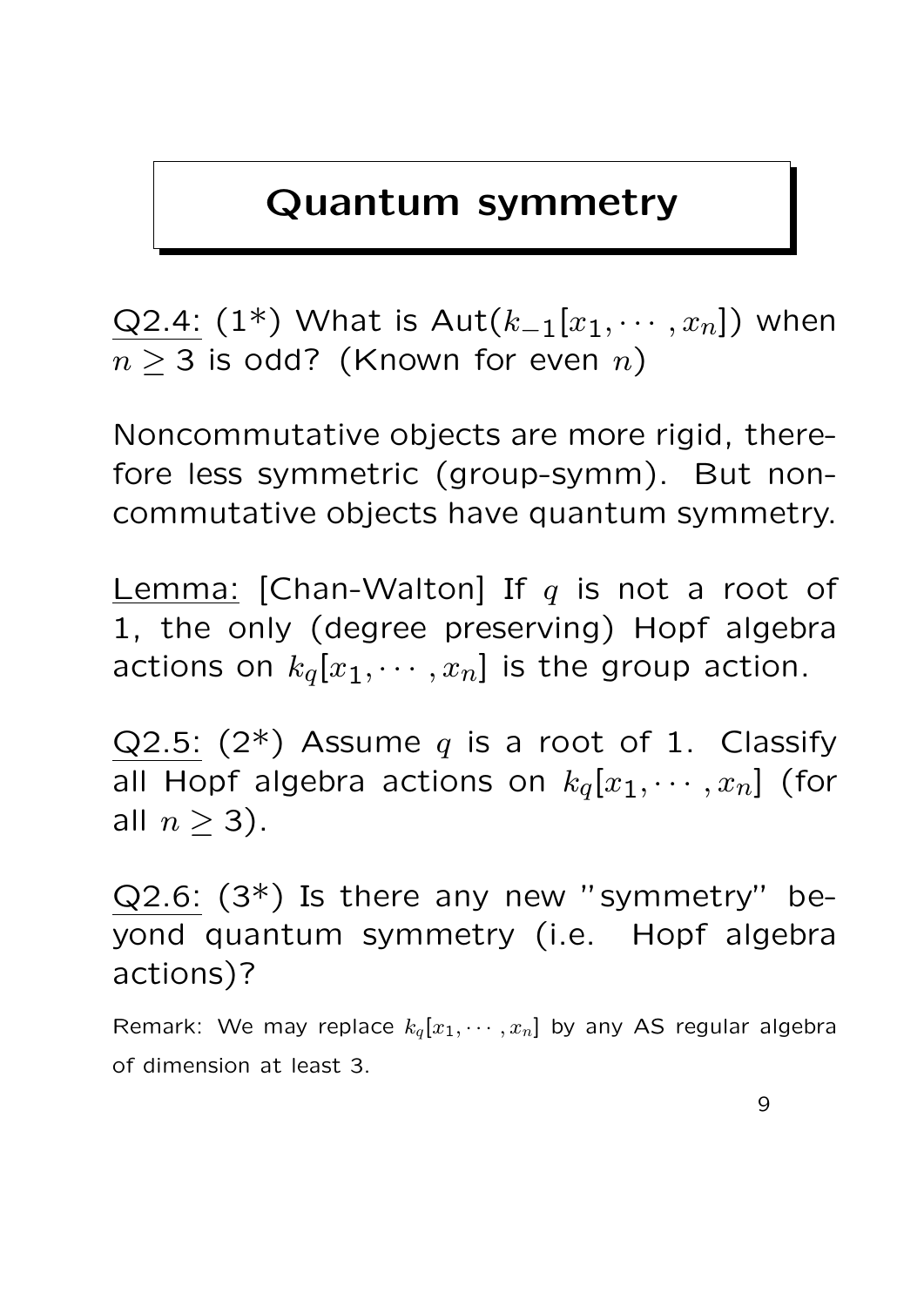# Quantum symmetry

<u>Q2.4:</u> (1*) What is $\mathrm{Aut}(k_{-1}[x_1, \cdots, x_n])$ when $n \geq 3$ is odd? (Known for even $n$)

Noncommutative objects are more rigid, therefore less symmetric (group-symm). But noncommutative objects have quantum symmetry.

<u>Lemma:</u> [Chan-Walton] If $q$ is not a root of 1, the only (degree preserving) Hopf algebra actions on $k_q[x_1, \cdots, x_n]$ is the group action.

<u>Q2.5:</u> (2*) Assume $q$ is a root of 1. Classify all Hopf algebra actions on $k_q[x_1, \cdots, x_n]$ (for all $n \geq 3$).

<u>Q2.6:</u> (3*) Is there any new "symmetry" beyond quantum symmetry (i.e. Hopf algebra actions)?

Remark: We may replace $k_q[x_1, \cdots, x_n]$ by any AS regular algebra of dimension at least 3.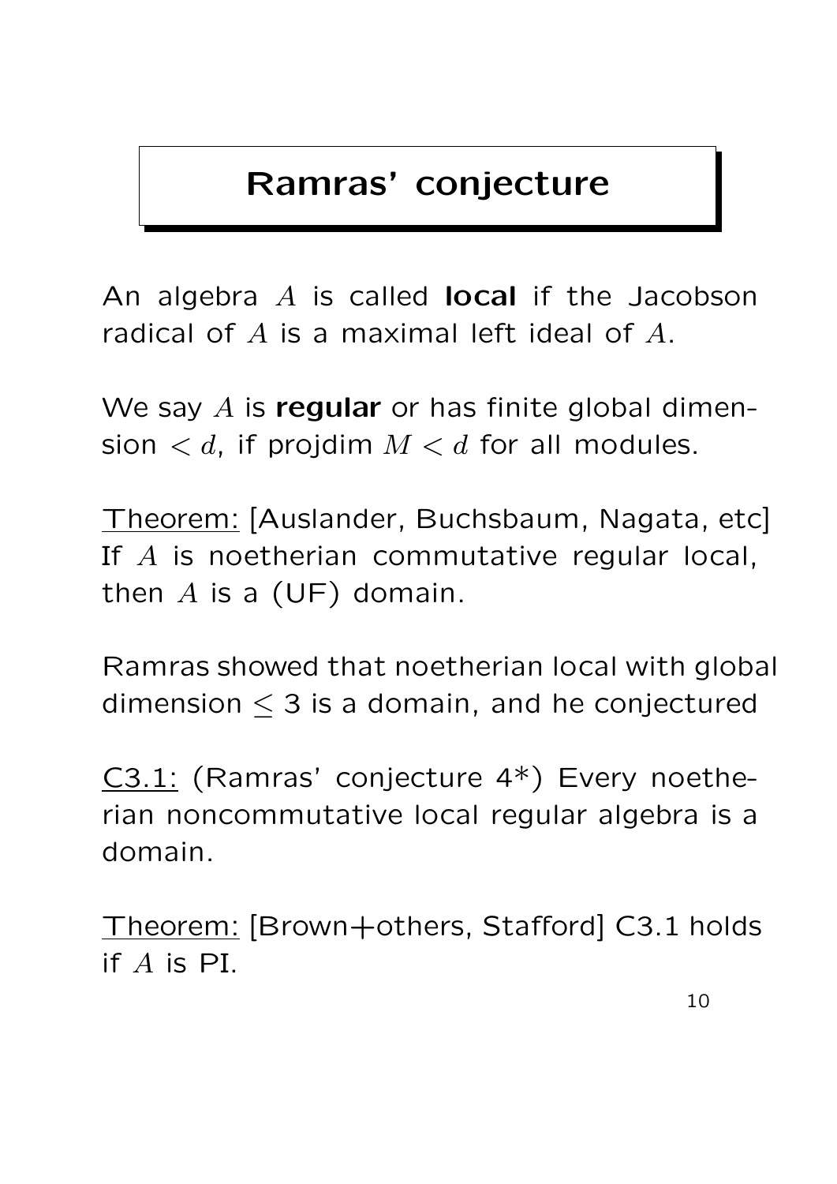# Ramras' conjecture

An algebra $A$ is called **local** if the Jacobson radical of $A$ is a maximal left ideal of $A$.

We say $A$ is **regular** or has finite global dimension $< d$, if projdim $M < d$ for all modules.

Theorem: [Auslander, Buchsbaum, Nagata, etc] If $A$ is noetherian commutative regular local, then $A$ is a (UF) domain.

Ramras showed that noetherian local with global dimension $\leq 3$ is a domain, and he conjectured

C3.1: (Ramras' conjecture 4*) Every noetherian noncommutative local regular algebra is a domain.

Theorem: [Brown+others, Stafford] C3.1 holds if $A$ is PI.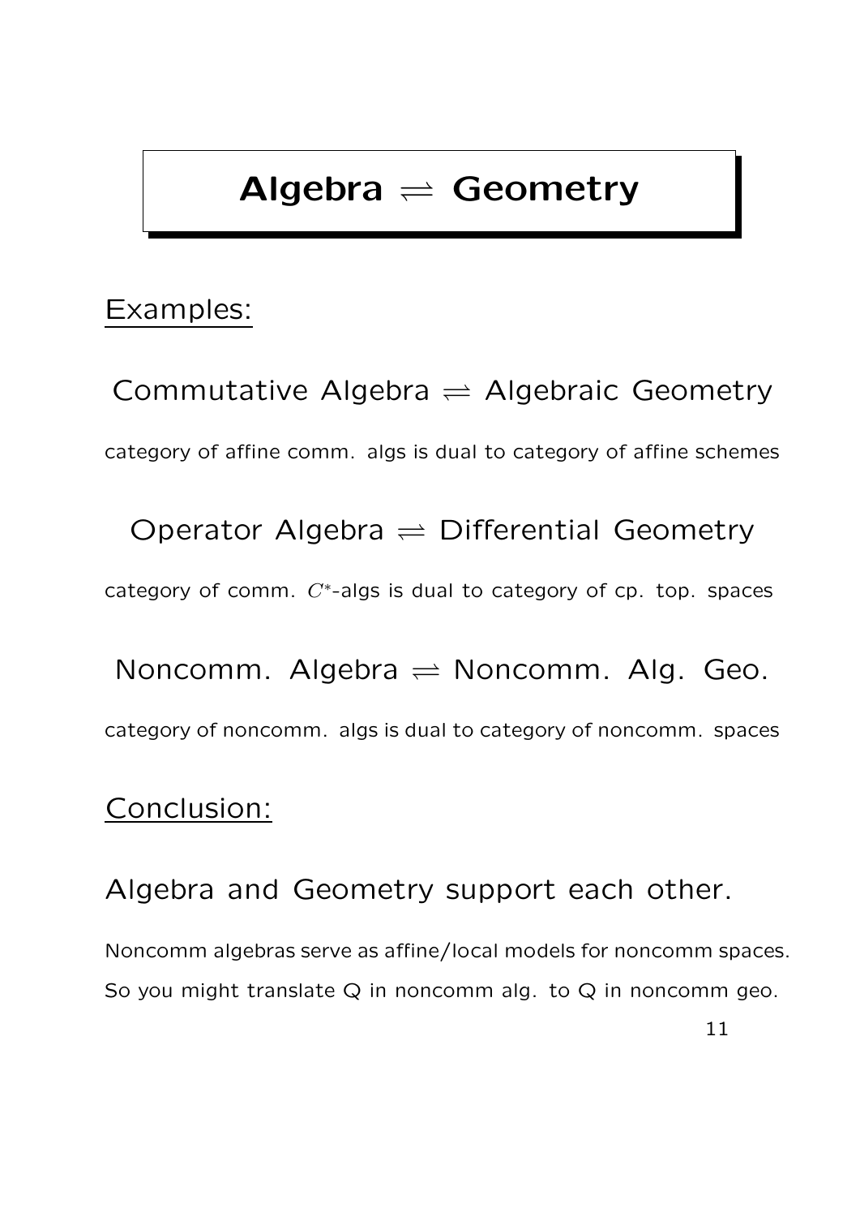# Algebra $\rightleftharpoons$ Geometry

Examples:

Commutative Algebra $\rightleftharpoons$ Algebraic Geometry

category of affine comm. algs is dual to category of affine schemes

Operator Algebra $\rightleftharpoons$ Differential Geometry

category of comm. $C^*$-algs is dual to category of cp. top. spaces

Noncomm. Algebra $\rightleftharpoons$ Noncomm. Alg. Geo.

category of noncomm. algs is dual to category of noncomm. spaces

Conclusion:

Algebra and Geometry support each other.

Noncomm algebras serve as affine/local models for noncomm spaces. So you might translate Q in noncomm alg. to Q in noncomm geo.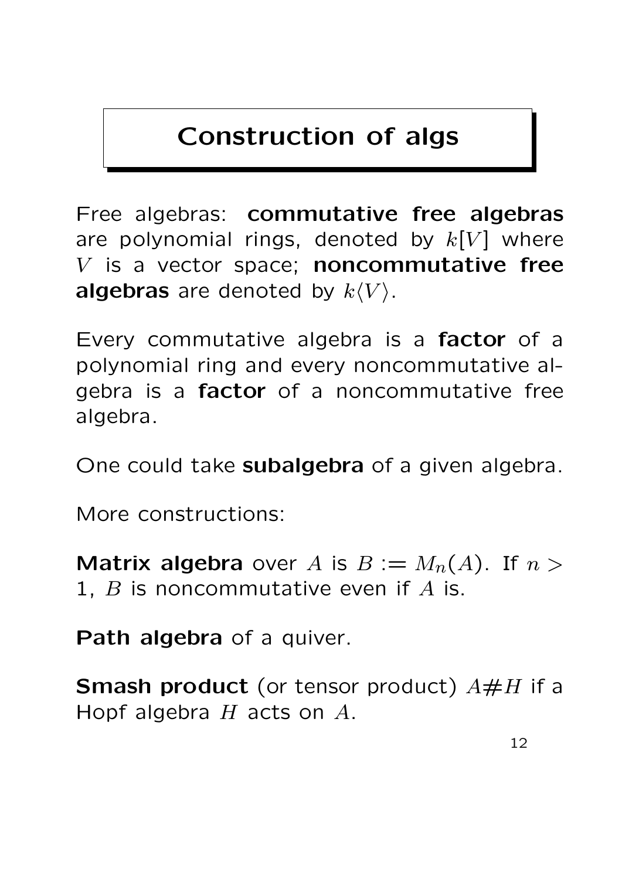# Construction of algs

Free algebras: **commutative free algebras** are polynomial rings, denoted by $k[V]$ where $V$ is a vector space; **noncommutative free algebras** are denoted by $k\langle V\rangle$.

Every commutative algebra is a **factor** of a polynomial ring and every noncommutative algebra is a **factor** of a noncommutative free algebra.

One could take **subalgebra** of a given algebra.

More constructions:

**Matrix algebra** over $A$ is $B := M_n(A)$. If $n > 1$, $B$ is noncommutative even if $A$ is.

**Path algebra** of a quiver.

**Smash product** (or tensor product) $A\#H$ if a Hopf algebra $H$ acts on $A$.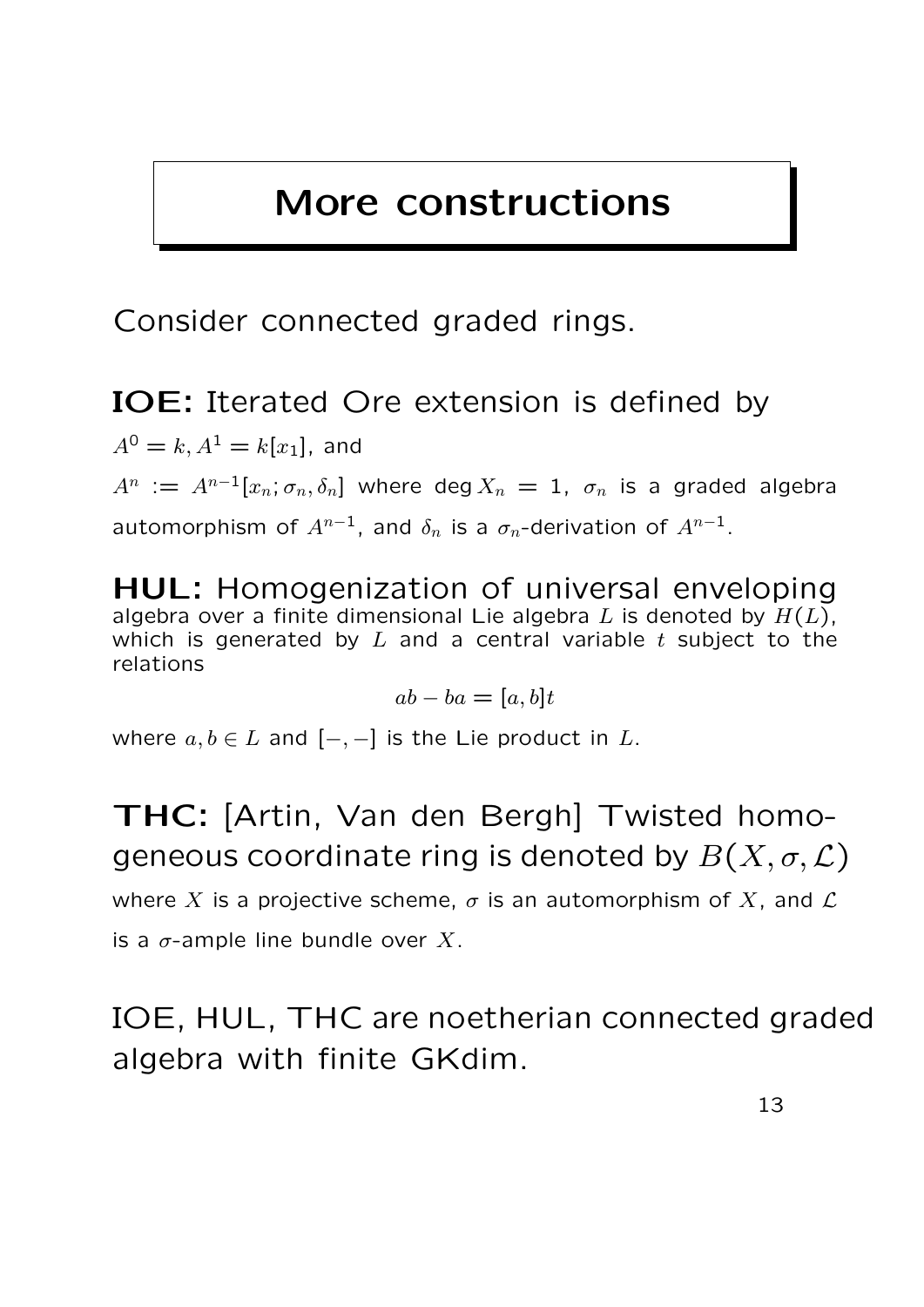# More constructions

Consider connected graded rings.

**IOE:** Iterated Ore extension is defined by

$A^0 = k, A^1 = k[x_1]$, and

$A^n := A^{n-1}[x_n; \sigma_n, \delta_n]$ where $\deg X_n = 1$, $\sigma_n$ is a graded algebra automorphism of $A^{n-1}$, and $\delta_n$ is a $\sigma_n$-derivation of $A^{n-1}$.

**HUL:** Homogenization of universal enveloping algebra over a finite dimensional Lie algebra $L$ is denoted by $H(L)$, which is generated by $L$ and a central variable $t$ subject to the relations

$$ab - ba = [a, b]t$$

where $a, b \in L$ and $[-, -]$ is the Lie product in $L$.

**THC:** [Artin, Van den Bergh] Twisted homogeneous coordinate ring is denoted by $B(X, \sigma, \mathcal{L})$ where $X$ is a projective scheme, $\sigma$ is an automorphism of $X$, and $\mathcal{L}$ is a $\sigma$-ample line bundle over $X$.

IOE, HUL, THC are noetherian connected graded algebra with finite GKdim.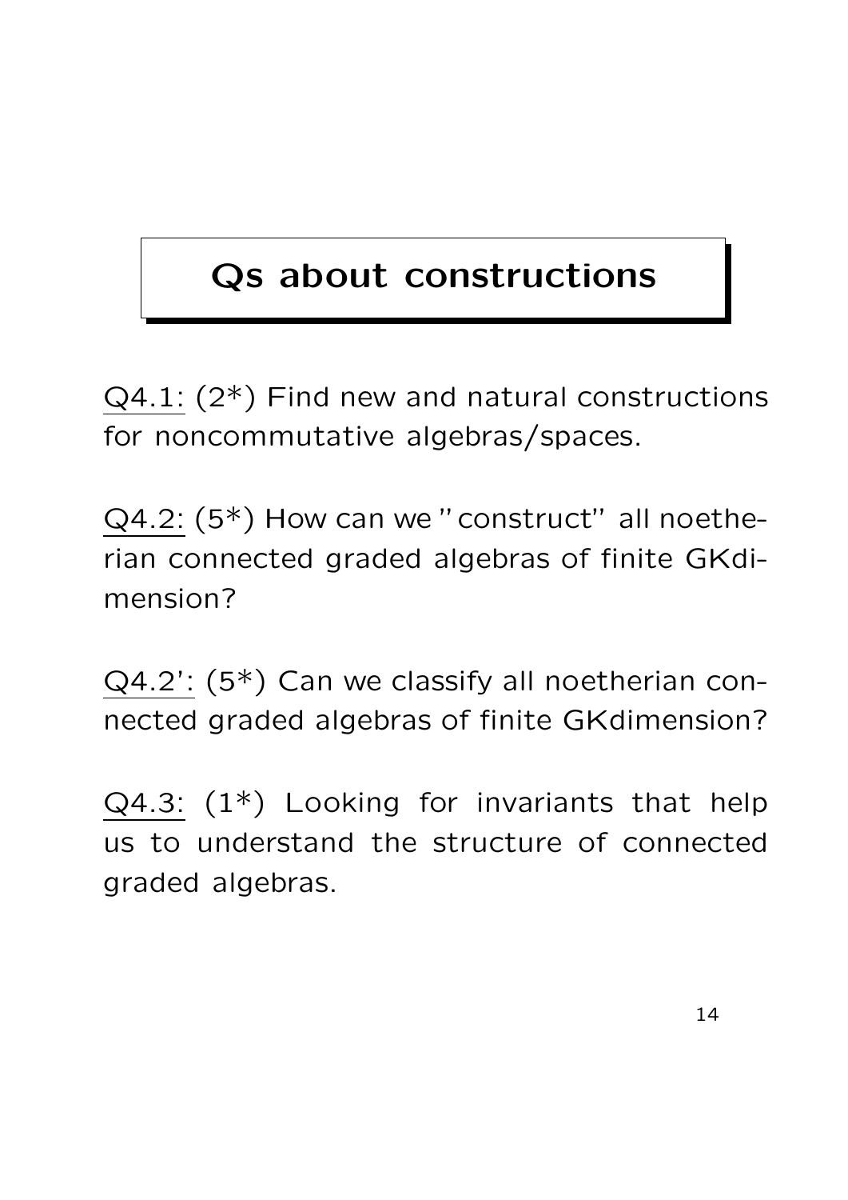# Qs about constructions

Q4.1: (2*) Find new and natural constructions for noncommutative algebras/spaces.

Q4.2: (5*) How can we "construct" all noetherian connected graded algebras of finite GKdimension?

Q4.2': (5*) Can we classify all noetherian connected graded algebras of finite GKdimension?

Q4.3: (1*) Looking for invariants that help us to understand the structure of connected graded algebras.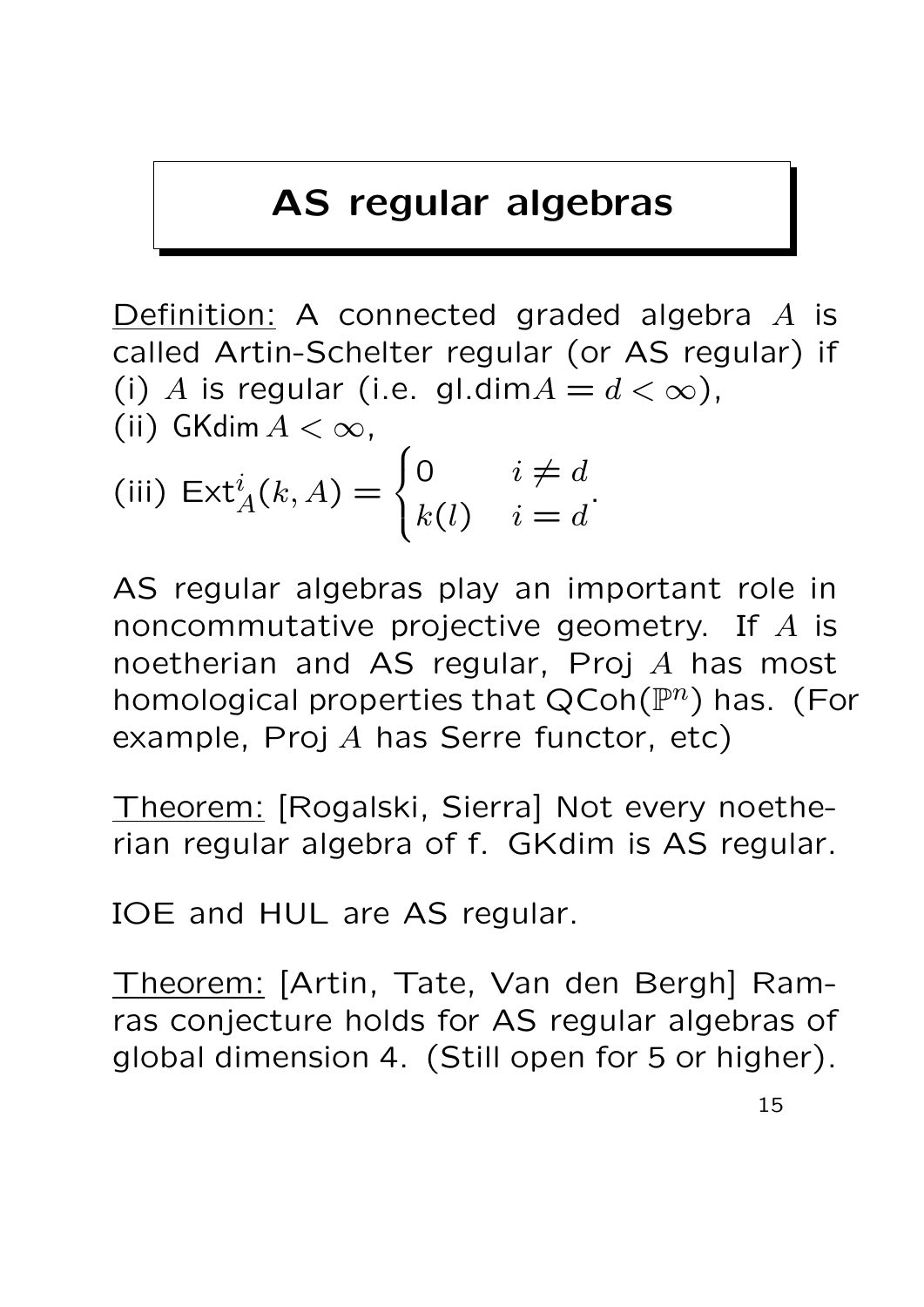# AS regular algebras

Definition: A connected graded algebra $A$ is called Artin-Schelter regular (or AS regular) if
(i) $A$ is regular (i.e. gl.dim$A = d < \infty$),
(ii) GKdim $A < \infty$,
(iii) $\mathrm{Ext}^i_A(k, A) = \begin{cases} 0 & i \neq d \\ k(l) & i = d \end{cases}$.

AS regular algebras play an important role in noncommutative projective geometry. If $A$ is noetherian and AS regular, Proj $A$ has most homological properties that QCoh($\mathbb{P}^n$) has. (For example, Proj $A$ has Serre functor, etc)

Theorem: [Rogalski, Sierra] Not every noetherian regular algebra of f. GKdim is AS regular.

IOE and HUL are AS regular.

Theorem: [Artin, Tate, Van den Bergh] Ramras conjecture holds for AS regular algebras of global dimension 4. (Still open for 5 or higher).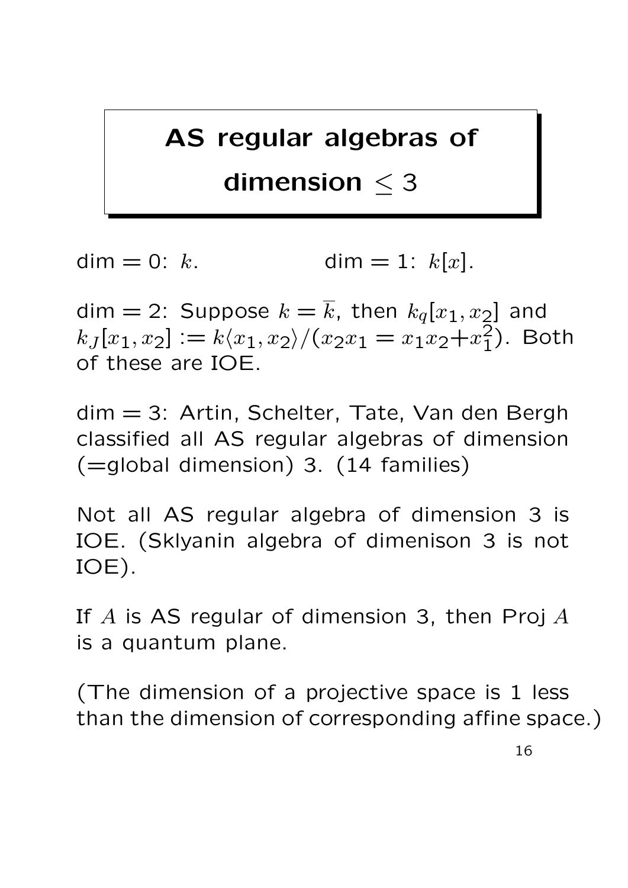# AS regular algebras of dimension $\leq 3$

dim = 0: $k$. dim = 1: $k[x]$.

dim = 2: Suppose $k = \overline{k}$, then $k_q[x_1, x_2]$ and $k_J[x_1, x_2] := k\langle x_1, x_2\rangle/(x_2x_1 = x_1x_2 + x_1^2)$. Both of these are IOE.

dim = 3: Artin, Schelter, Tate, Van den Bergh classified all AS regular algebras of dimension (=global dimension) 3. (14 families)

Not all AS regular algebra of dimension 3 is IOE. (Sklyanin algebra of dimenison 3 is not IOE).

If $A$ is AS regular of dimension 3, then Proj $A$ is a quantum plane.

(The dimension of a projective space is 1 less than the dimension of corresponding affine space.)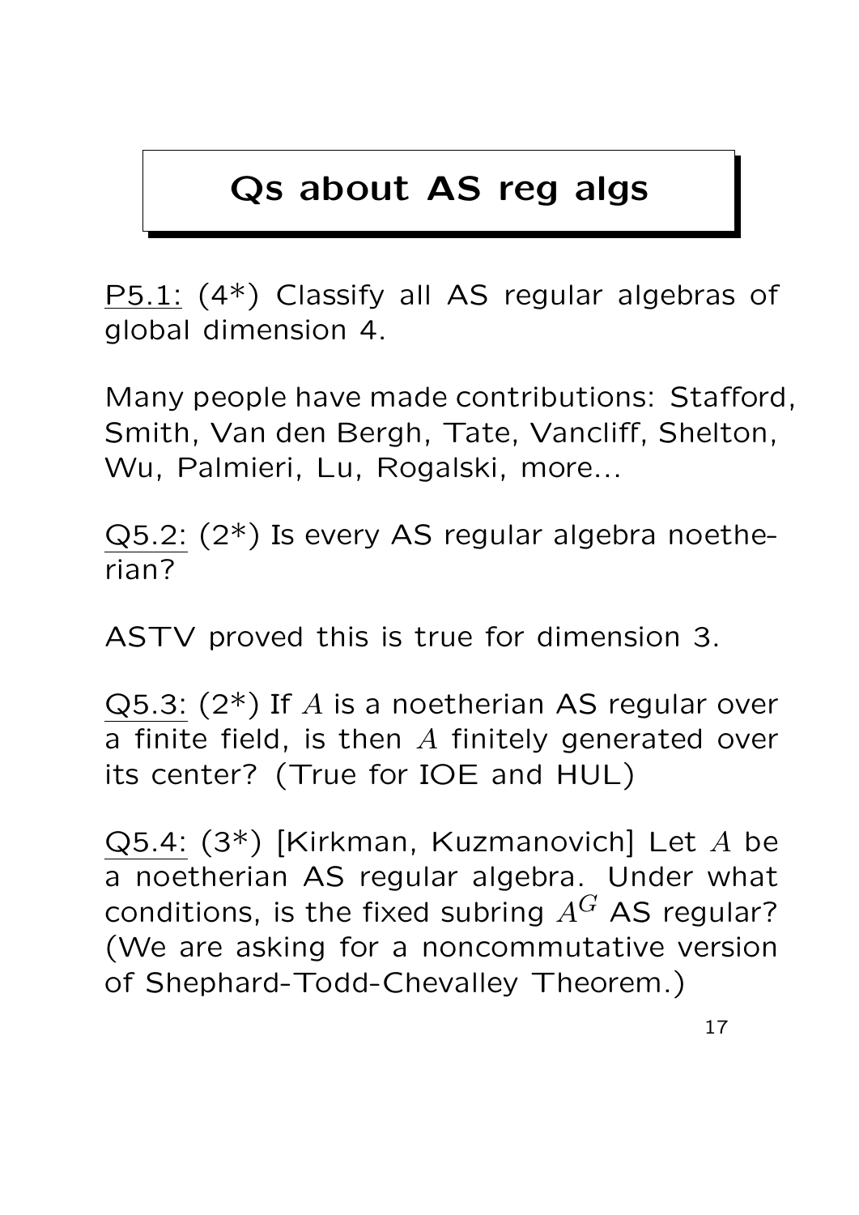# Qs about AS reg algs

<u>P5.1:</u> (4*) Classify all AS regular algebras of global dimension 4.

Many people have made contributions: Stafford, Smith, Van den Bergh, Tate, Vancliff, Shelton, Wu, Palmieri, Lu, Rogalski, more...

<u>Q5.2:</u> (2*) Is every AS regular algebra noetherian?

ASTV proved this is true for dimension 3.

<u>Q5.3:</u> (2*) If $A$ is a noetherian AS regular over a finite field, is then $A$ finitely generated over its center? (True for IOE and HUL)

<u>Q5.4:</u> (3*) [Kirkman, Kuzmanovich] Let $A$ be a noetherian AS regular algebra. Under what conditions, is the fixed subring $A^G$ AS regular? (We are asking for a noncommutative version of Shephard-Todd-Chevalley Theorem.)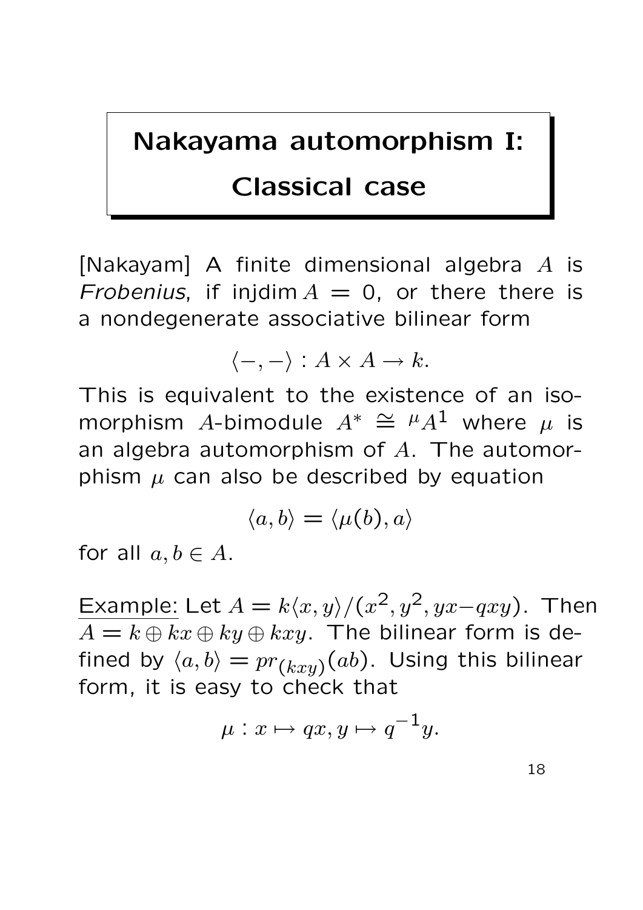# Nakayama automorphism I: Classical case

[Nakayam] A finite dimensional algebra $A$ is *Frobenius*, if injdim $A = 0$, or there there is a nondegenerate associative bilinear form

$$\langle -, - \rangle : A \times A \to k.$$

This is equivalent to the existence of an isomorphism $A$-bimodule $A^* \cong {}^{\mu}A^1$ where $\mu$ is an algebra automorphism of $A$. The automorphism $\mu$ can also be described by equation

$$\langle a, b \rangle = \langle \mu(b), a \rangle$$

for all $a, b \in A$.

Example: Let $A = k\langle x, y\rangle/(x^2, y^2, yx - qxy)$. Then $A = k \oplus kx \oplus ky \oplus kxy$. The bilinear form is defined by $\langle a, b \rangle = pr_{(kxy)}(ab)$. Using this bilinear form, it is easy to check that

$$\mu : x \mapsto qx, y \mapsto q^{-1}y.$$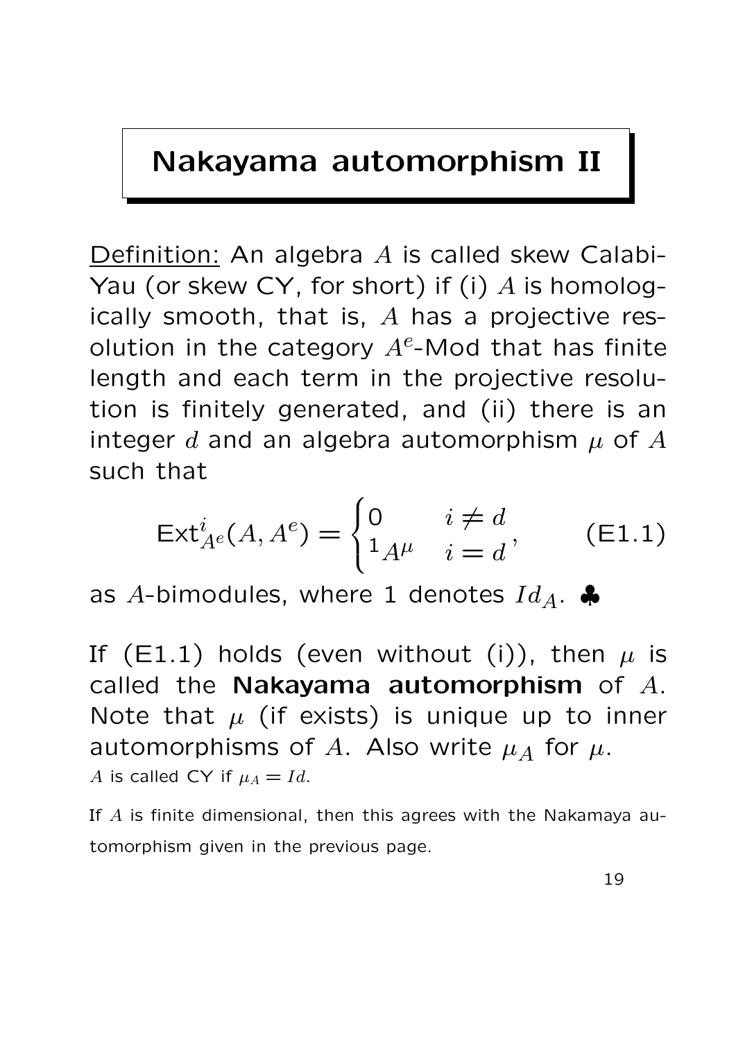# Nakayama automorphism II

Definition: An algebra $A$ is called skew Calabi-Yau (or skew CY, for short) if (i) $A$ is homologically smooth, that is, $A$ has a projective resolution in the category $A^e$-Mod that has finite length and each term in the projective resolution is finitely generated, and (ii) there is an integer $d$ and an algebra automorphism $\mu$ of $A$ such that

$$\mathrm{Ext}^i_{A^e}(A, A^e) = \begin{cases} 0 & i \neq d \\ {}^1A^\mu & i = d \end{cases}, \qquad \text{(E1.1)}$$

as $A$-bimodules, where 1 denotes $Id_A$. ♣

If (E1.1) holds (even without (i)), then $\mu$ is called the **Nakayama automorphism** of $A$. Note that $\mu$ (if exists) is unique up to inner automorphisms of $A$. Also write $\mu_A$ for $\mu$.

$A$ is called CY if $\mu_A = Id$.

If $A$ is finite dimensional, then this agrees with the Nakamaya automorphism given in the previous page.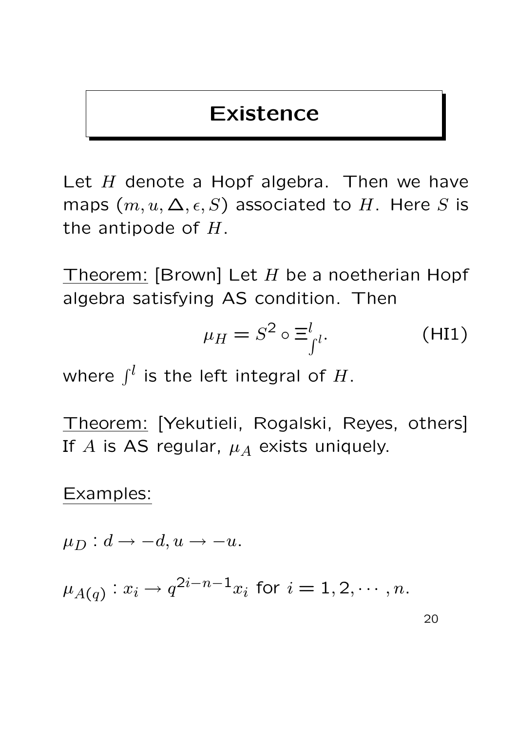# Existence

Let $H$ denote a Hopf algebra. Then we have maps $(m, u, \Delta, \epsilon, S)$ associated to $H$. Here $S$ is the antipode of $H$.

Theorem: [Brown] Let $H$ be a noetherian Hopf algebra satisfying AS condition. Then

$$\mu_H = S^2 \circ \Xi^l_{\int^l}. \tag{HI1}$$

where $\int^l$ is the left integral of $H$.

Theorem: [Yekutieli, Rogalski, Reyes, others] If $A$ is AS regular, $\mu_A$ exists uniquely.

Examples:

$\mu_D : d \to -d, u \to -u.$

$\mu_{A(q)} : x_i \to q^{2i-n-1} x_i$ for $i = 1, 2, \cdots, n.$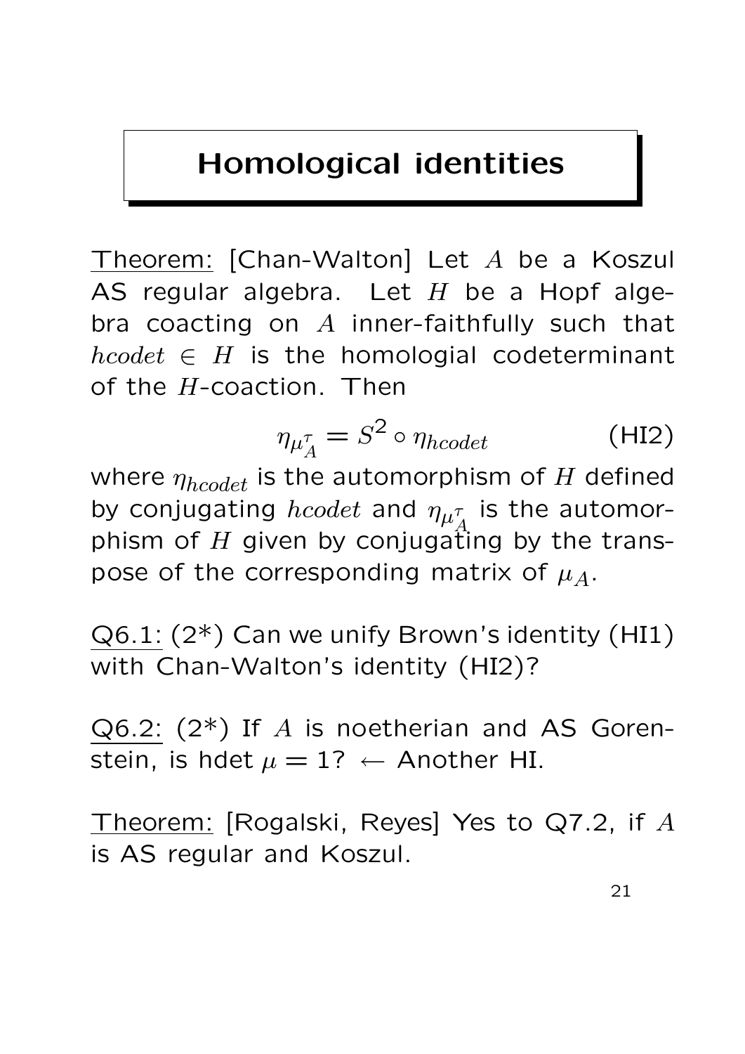# Homological identities

Theorem: [Chan-Walton] Let $A$ be a Koszul AS regular algebra. Let $H$ be a Hopf algebra coacting on $A$ inner-faithfully such that $hcodet \in H$ is the homologial codeterminant of the $H$-coaction. Then

$$\eta_{\mu_A^\tau} = S^2 \circ \eta_{hcodet} \qquad \text{(HI2)}$$

where $\eta_{hcodet}$ is the automorphism of $H$ defined by conjugating $hcodet$ and $\eta_{\mu_A^\tau}$ is the automorphism of $H$ given by conjugating by the transpose of the corresponding matrix of $\mu_A$.

Q6.1: (2*) Can we unify Brown's identity (HI1) with Chan-Walton's identity (HI2)?

Q6.2: (2*) If $A$ is noetherian and AS Gorenstein, is hdet $\mu = 1$? ← Another HI.

Theorem: [Rogalski, Reyes] Yes to Q7.2, if $A$ is AS regular and Koszul.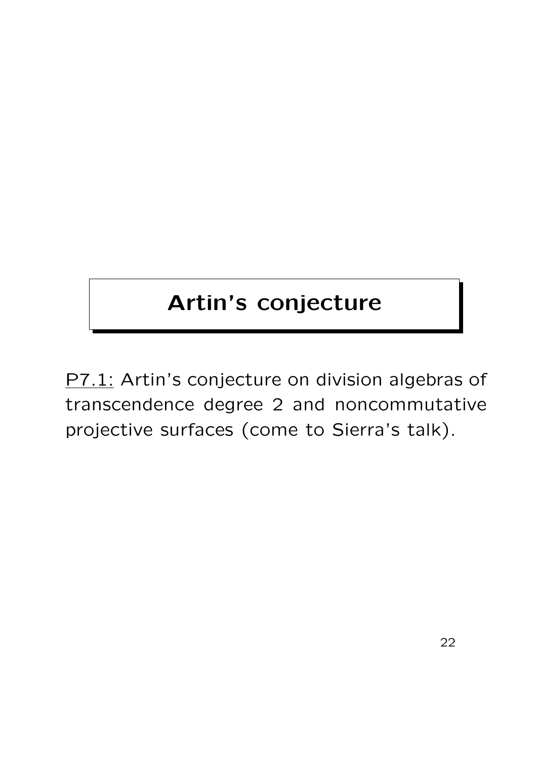# Artin's conjecture

P7.1: Artin's conjecture on division algebras of transcendence degree 2 and noncommutative projective surfaces (come to Sierra's talk).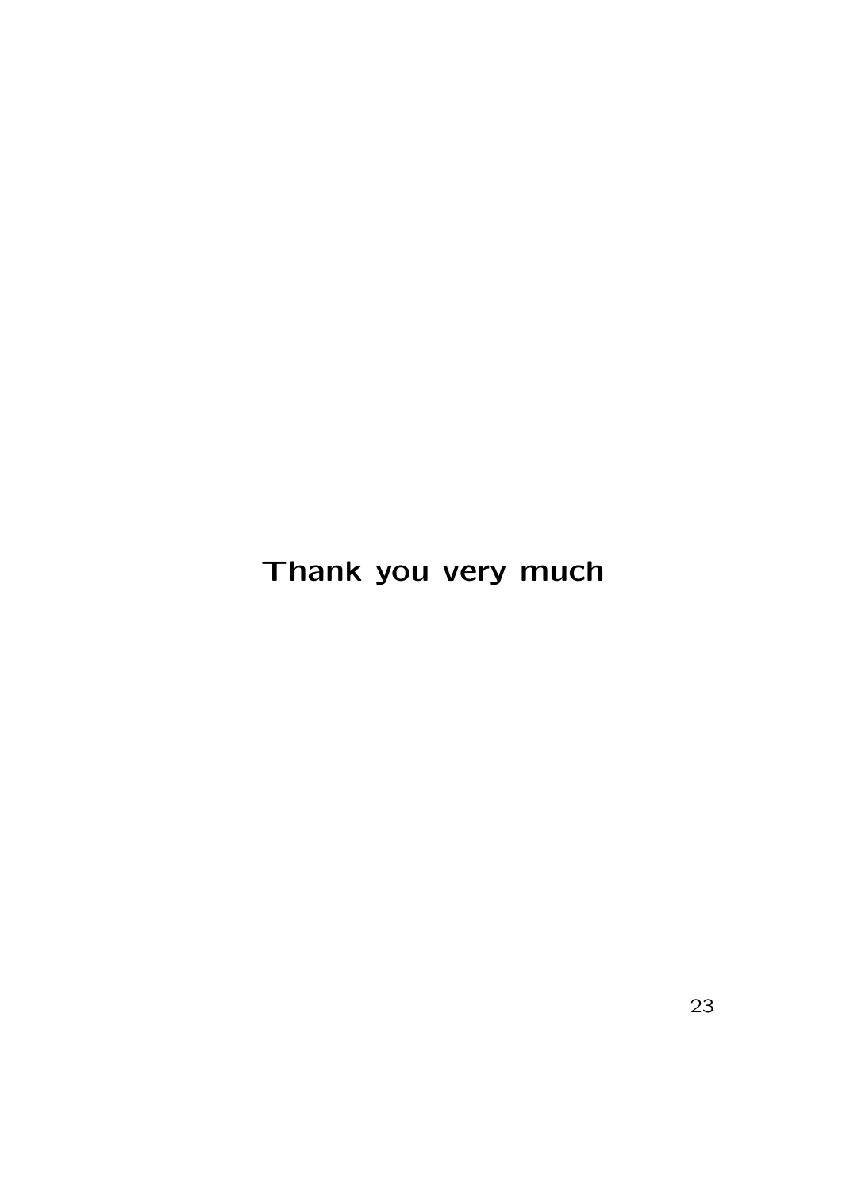**Thank you very much**